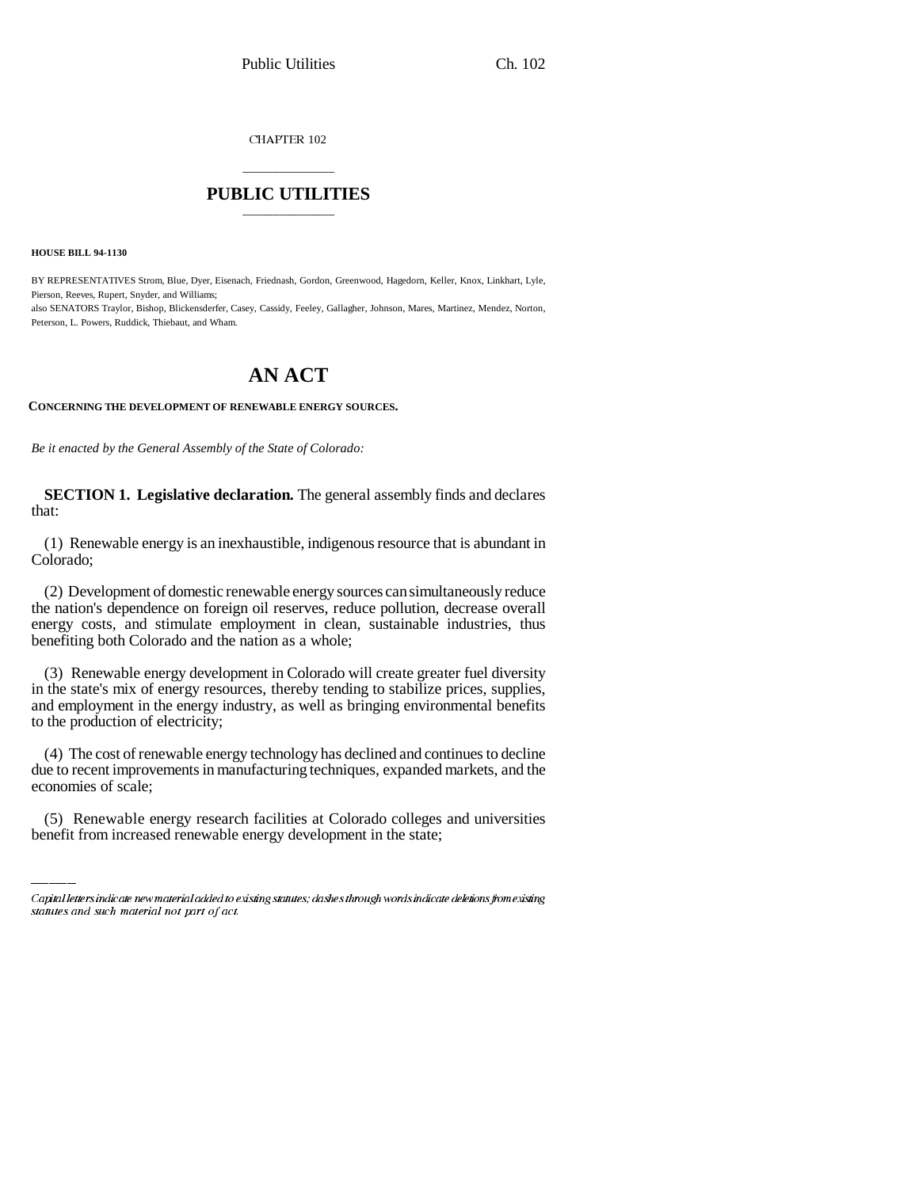CHAPTER 102

# PUBLIC UTILITIES

**HOUSE BILL 94-1130**

BY REPRESENTATIVES Strom, Blue, Dyer, Eisenach, Friednash, Gordon, Greenwood, Hagedorn, Keller, Knox, Linkhart, Lyle, Pierson, Reeves, Rupert, Snyder, and Williams;
also SENATORS Traylor, Bishop, Blickensderfer, Casey, Cassidy, Feeley, Gallagher, Johnson, Mares, Martinez, Mendez, Norton, Peterson, L. Powers, Ruddick, Thiebaut, and Wham.

# AN ACT

**CONCERNING THE DEVELOPMENT OF RENEWABLE ENERGY SOURCES.**

*Be it enacted by the General Assembly of the State of Colorado:*

**SECTION 1. Legislative declaration.** The general assembly finds and declares that:

(1) Renewable energy is an inexhaustible, indigenous resource that is abundant in Colorado;

(2) Development of domestic renewable energy sources can simultaneously reduce the nation's dependence on foreign oil reserves, reduce pollution, decrease overall energy costs, and stimulate employment in clean, sustainable industries, thus benefiting both Colorado and the nation as a whole;

(3) Renewable energy development in Colorado will create greater fuel diversity in the state's mix of energy resources, thereby tending to stabilize prices, supplies, and employment in the energy industry, as well as bringing environmental benefits to the production of electricity;

(4) The cost of renewable energy technology has declined and continues to decline due to recent improvements in manufacturing techniques, expanded markets, and the economies of scale;

(5) Renewable energy research facilities at Colorado colleges and universities benefit from increased renewable energy development in the state;

---

*Capital letters indicate new material added to existing statutes; dashes through words indicate deletions from existing statutes and such material not part of act.*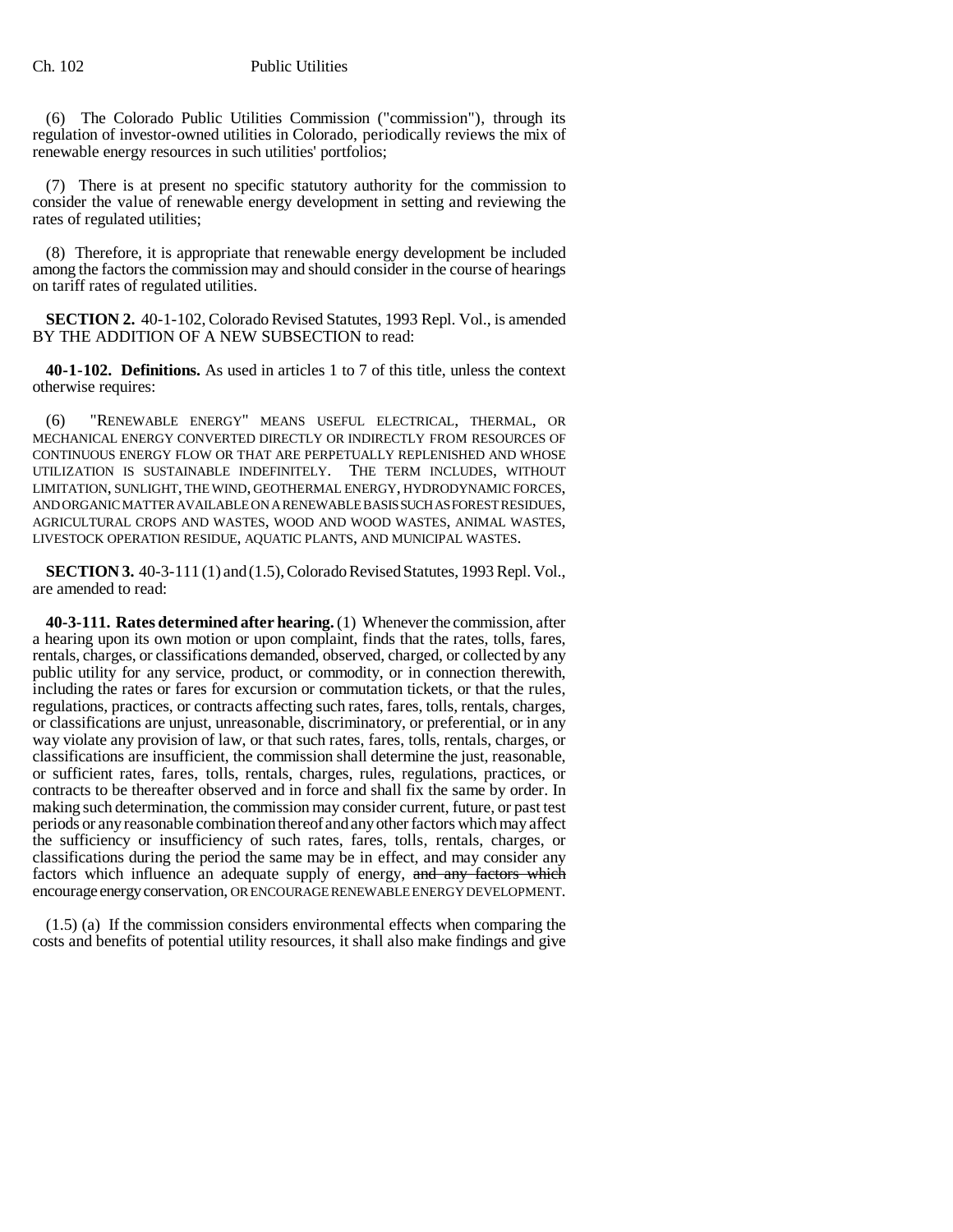(6) The Colorado Public Utilities Commission ("commission"), through its regulation of investor-owned utilities in Colorado, periodically reviews the mix of renewable energy resources in such utilities' portfolios;

(7) There is at present no specific statutory authority for the commission to consider the value of renewable energy development in setting and reviewing the rates of regulated utilities;

(8) Therefore, it is appropriate that renewable energy development be included among the factors the commission may and should consider in the course of hearings on tariff rates of regulated utilities.

**SECTION 2.** 40-1-102, Colorado Revised Statutes, 1993 Repl. Vol., is amended BY THE ADDITION OF A NEW SUBSECTION to read:

**40-1-102. Definitions.** As used in articles 1 to 7 of this title, unless the context otherwise requires:

(6) "RENEWABLE ENERGY" MEANS USEFUL ELECTRICAL, THERMAL, OR MECHANICAL ENERGY CONVERTED DIRECTLY OR INDIRECTLY FROM RESOURCES OF CONTINUOUS ENERGY FLOW OR THAT ARE PERPETUALLY REPLENISHED AND WHOSE UTILIZATION IS SUSTAINABLE INDEFINITELY. THE TERM INCLUDES, WITHOUT LIMITATION, SUNLIGHT, THE WIND, GEOTHERMAL ENERGY, HYDRODYNAMIC FORCES, AND ORGANIC MATTER AVAILABLE ON A RENEWABLE BASIS SUCH AS FOREST RESIDUES, AGRICULTURAL CROPS AND WASTES, WOOD AND WOOD WASTES, ANIMAL WASTES, LIVESTOCK OPERATION RESIDUE, AQUATIC PLANTS, AND MUNICIPAL WASTES.

**SECTION 3.** 40-3-111 (1) and (1.5), Colorado Revised Statutes, 1993 Repl. Vol., are amended to read:

**40-3-111. Rates determined after hearing.** (1) Whenever the commission, after a hearing upon its own motion or upon complaint, finds that the rates, tolls, fares, rentals, charges, or classifications demanded, observed, charged, or collected by any public utility for any service, product, or commodity, or in connection therewith, including the rates or fares for excursion or commutation tickets, or that the rules, regulations, practices, or contracts affecting such rates, fares, tolls, rentals, charges, or classifications are unjust, unreasonable, discriminatory, or preferential, or in any way violate any provision of law, or that such rates, fares, tolls, rentals, charges, or classifications are insufficient, the commission shall determine the just, reasonable, or sufficient rates, fares, tolls, rentals, charges, rules, regulations, practices, or contracts to be thereafter observed and in force and shall fix the same by order. In making such determination, the commission may consider current, future, or past test periods or any reasonable combination thereof and any other factors which may affect the sufficiency or insufficiency of such rates, fares, tolls, rentals, charges, or classifications during the period the same may be in effect, and may consider any factors which influence an adequate supply of energy, ~~and any factors which~~ encourage energy conservation, OR ENCOURAGE RENEWABLE ENERGY DEVELOPMENT.

(1.5) (a) If the commission considers environmental effects when comparing the costs and benefits of potential utility resources, it shall also make findings and give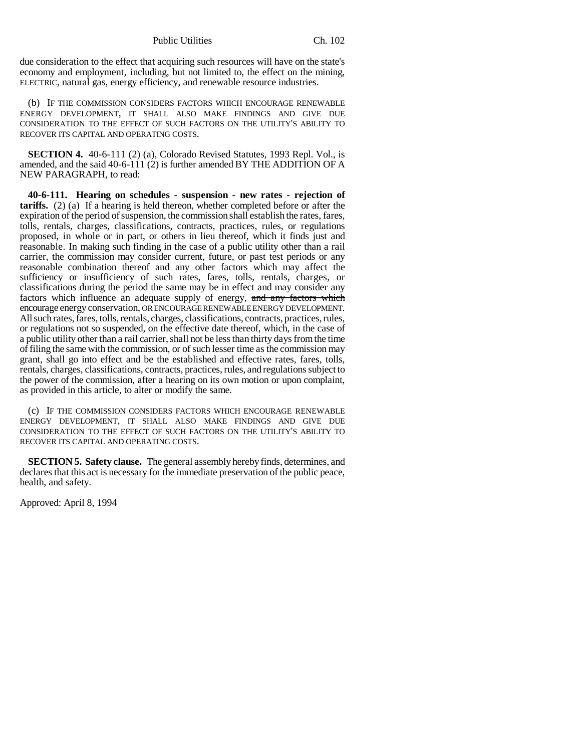due consideration to the effect that acquiring such resources will have on the state's economy and employment, including, but not limited to, the effect on the mining, ELECTRIC, natural gas, energy efficiency, and renewable resource industries.

(b) IF THE COMMISSION CONSIDERS FACTORS WHICH ENCOURAGE RENEWABLE ENERGY DEVELOPMENT, IT SHALL ALSO MAKE FINDINGS AND GIVE DUE CONSIDERATION TO THE EFFECT OF SUCH FACTORS ON THE UTILITY'S ABILITY TO RECOVER ITS CAPITAL AND OPERATING COSTS.

**SECTION 4.** 40-6-111 (2) (a), Colorado Revised Statutes, 1993 Repl. Vol., is amended, and the said 40-6-111 (2) is further amended BY THE ADDITION OF A NEW PARAGRAPH, to read:

**40-6-111. Hearing on schedules - suspension - new rates - rejection of tariffs.** (2) (a) If a hearing is held thereon, whether completed before or after the expiration of the period of suspension, the commission shall establish the rates, fares, tolls, rentals, charges, classifications, contracts, practices, rules, or regulations proposed, in whole or in part, or others in lieu thereof, which it finds just and reasonable. In making such finding in the case of a public utility other than a rail carrier, the commission may consider current, future, or past test periods or any reasonable combination thereof and any other factors which may affect the sufficiency or insufficiency of such rates, fares, tolls, rentals, charges, or classifications during the period the same may be in effect and may consider any factors which influence an adequate supply of energy, ~~and any factors which~~ encourage energy conservation, OR ENCOURAGE RENEWABLE ENERGY DEVELOPMENT. All such rates, fares, tolls, rentals, charges, classifications, contracts, practices, rules, or regulations not so suspended, on the effective date thereof, which, in the case of a public utility other than a rail carrier, shall not be less than thirty days from the time of filing the same with the commission, or of such lesser time as the commission may grant, shall go into effect and be the established and effective rates, fares, tolls, rentals, charges, classifications, contracts, practices, rules, and regulations subject to the power of the commission, after a hearing on its own motion or upon complaint, as provided in this article, to alter or modify the same.

(c) IF THE COMMISSION CONSIDERS FACTORS WHICH ENCOURAGE RENEWABLE ENERGY DEVELOPMENT, IT SHALL ALSO MAKE FINDINGS AND GIVE DUE CONSIDERATION TO THE EFFECT OF SUCH FACTORS ON THE UTILITY'S ABILITY TO RECOVER ITS CAPITAL AND OPERATING COSTS.

**SECTION 5. Safety clause.** The general assembly hereby finds, determines, and declares that this act is necessary for the immediate preservation of the public peace, health, and safety.

Approved: April 8, 1994